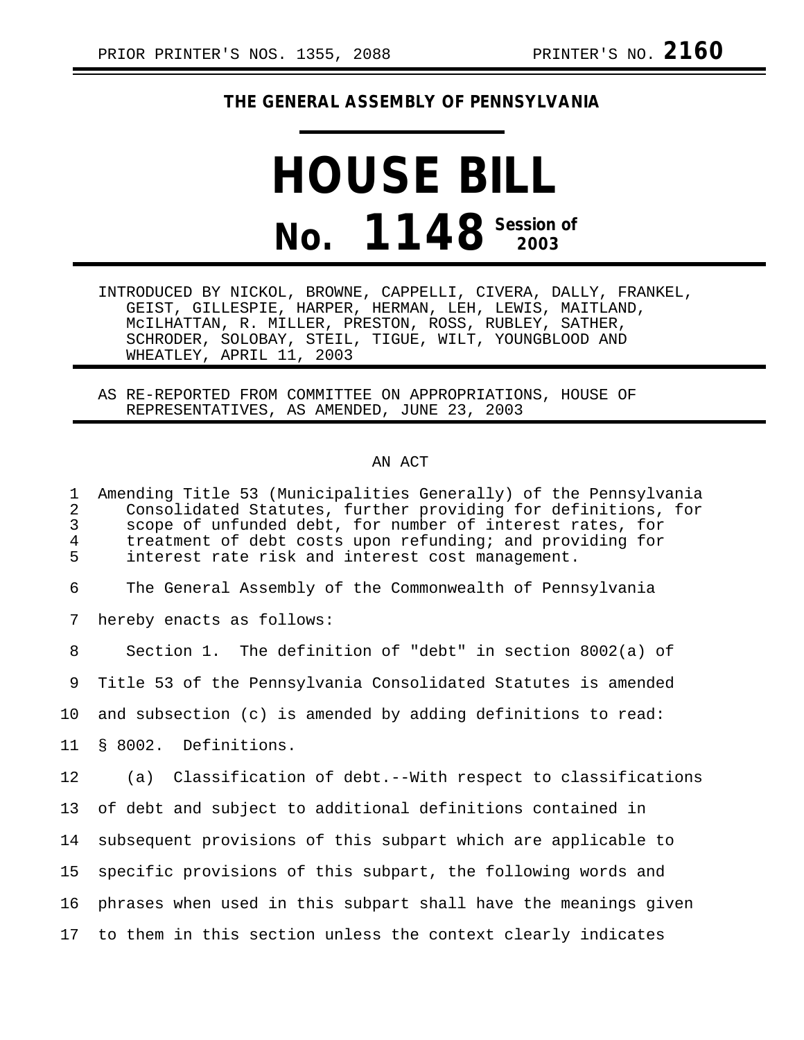PRIOR PRINTER'S NOS. 1355, 2088 PRINTER'S NO. **2160**

**THE GENERAL ASSEMBLY OF PENNSYLVANIA**

# HOUSE BILL

# No. 1148 Session of 2003

INTRODUCED BY NICKOL, BROWNE, CAPPELLI, CIVERA, DALLY, FRANKEL, GEIST, GILLESPIE, HARPER, HERMAN, LEH, LEWIS, MAITLAND, McILHATTAN, R. MILLER, PRESTON, ROSS, RUBLEY, SATHER, SCHRODER, SOLOBAY, STEIL, TIGUE, WILT, YOUNGBLOOD AND WHEATLEY, APRIL 11, 2003

AS RE-REPORTED FROM COMMITTEE ON APPROPRIATIONS, HOUSE OF REPRESENTATIVES, AS AMENDED, JUNE 23, 2003

AN ACT

1 Amending Title 53 (Municipalities Generally) of the Pennsylvania
2 Consolidated Statutes, further providing for definitions, for
3 scope of unfunded debt, for number of interest rates, for
4 treatment of debt costs upon refunding; and providing for
5 interest rate risk and interest cost management.

6 The General Assembly of the Commonwealth of Pennsylvania
7 hereby enacts as follows:

8 Section 1. The definition of "debt" in section 8002(a) of
9 Title 53 of the Pennsylvania Consolidated Statutes is amended
10 and subsection (c) is amended by adding definitions to read:

11 § 8002. Definitions.

12 (a) Classification of debt.--With respect to classifications
13 of debt and subject to additional definitions contained in
14 subsequent provisions of this subpart which are applicable to
15 specific provisions of this subpart, the following words and
16 phrases when used in this subpart shall have the meanings given
17 to them in this section unless the context clearly indicates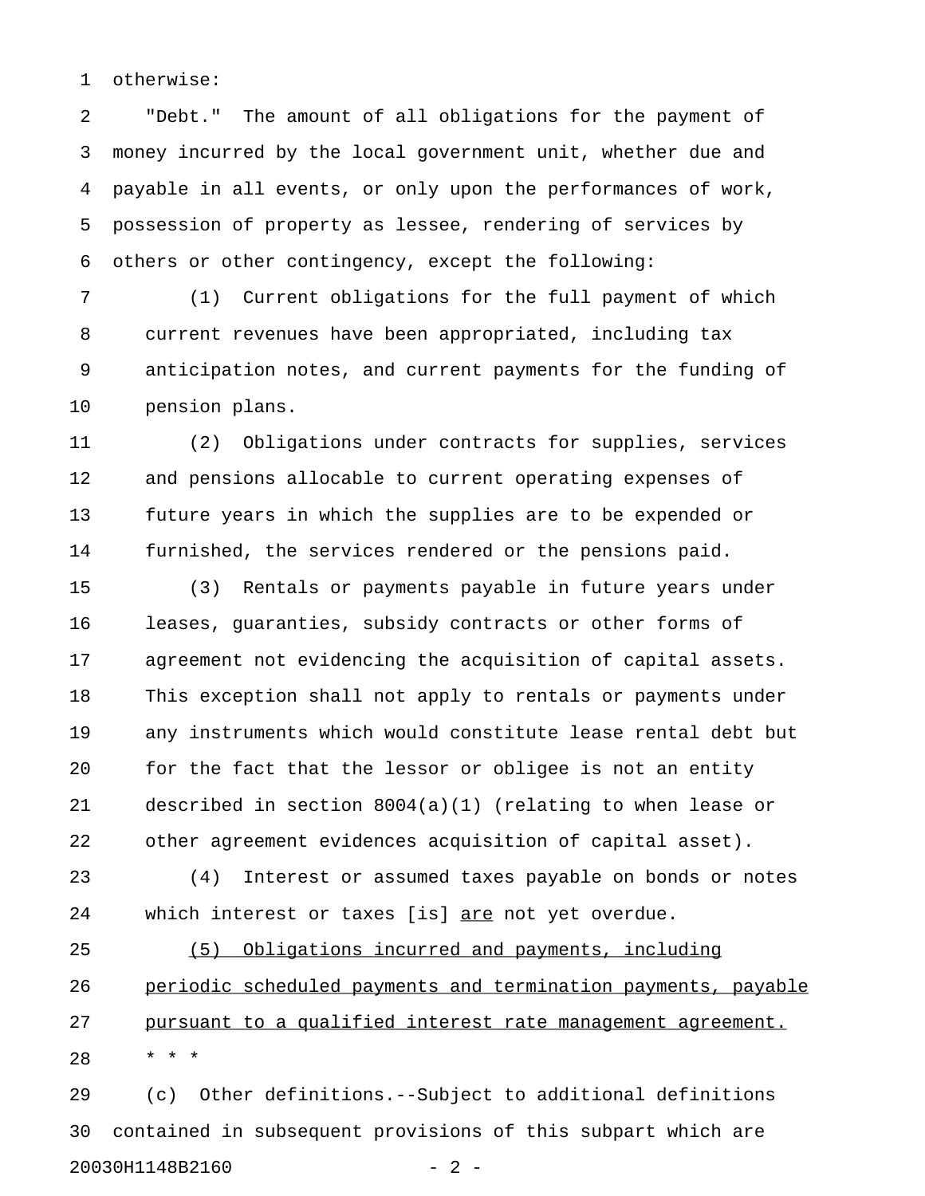otherwise:

"Debt." The amount of all obligations for the payment of money incurred by the local government unit, whether due and payable in all events, or only upon the performances of work, possession of property as lessee, rendering of services by others or other contingency, except the following:

(1) Current obligations for the full payment of which current revenues have been appropriated, including tax anticipation notes, and current payments for the funding of pension plans.

(2) Obligations under contracts for supplies, services and pensions allocable to current operating expenses of future years in which the supplies are to be expended or furnished, the services rendered or the pensions paid.

(3) Rentals or payments payable in future years under leases, guaranties, subsidy contracts or other forms of agreement not evidencing the acquisition of capital assets. This exception shall not apply to rentals or payments under any instruments which would constitute lease rental debt but for the fact that the lessor or obligee is not an entity described in section 8004(a)(1) (relating to when lease or other agreement evidences acquisition of capital asset).

(4) Interest or assumed taxes payable on bonds or notes which interest or taxes [is] <u>are</u> not yet overdue.

<u>(5) Obligations incurred and payments, including periodic scheduled payments and termination payments, payable pursuant to a qualified interest rate management agreement.</u>

* * *

(c) Other definitions.--Subject to additional definitions contained in subsequent provisions of this subpart which are

20030H1148B2160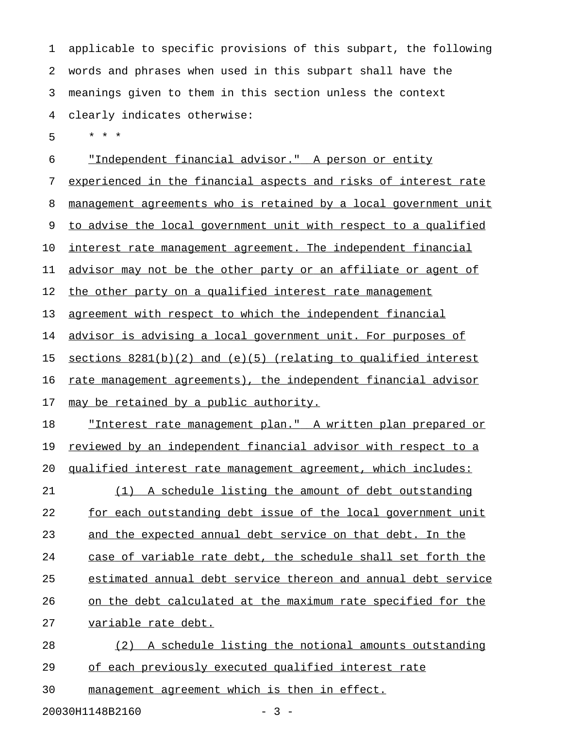applicable to specific provisions of this subpart, the following words and phrases when used in this subpart shall have the meanings given to them in this section unless the context clearly indicates otherwise:

\* \* \*

"Independent financial advisor." A person or entity experienced in the financial aspects and risks of interest rate management agreements who is retained by a local government unit to advise the local government unit with respect to a qualified interest rate management agreement. The independent financial advisor may not be the other party or an affiliate or agent of the other party on a qualified interest rate management agreement with respect to which the independent financial advisor is advising a local government unit. For purposes of sections 8281(b)(2) and (e)(5) (relating to qualified interest rate management agreements), the independent financial advisor may be retained by a public authority.

"Interest rate management plan." A written plan prepared or reviewed by an independent financial advisor with respect to a qualified interest rate management agreement, which includes:

(1) A schedule listing the amount of debt outstanding for each outstanding debt issue of the local government unit and the expected annual debt service on that debt. In the case of variable rate debt, the schedule shall set forth the estimated annual debt service thereon and annual debt service on the debt calculated at the maximum rate specified for the variable rate debt.

(2) A schedule listing the notional amounts outstanding of each previously executed qualified interest rate management agreement which is then in effect.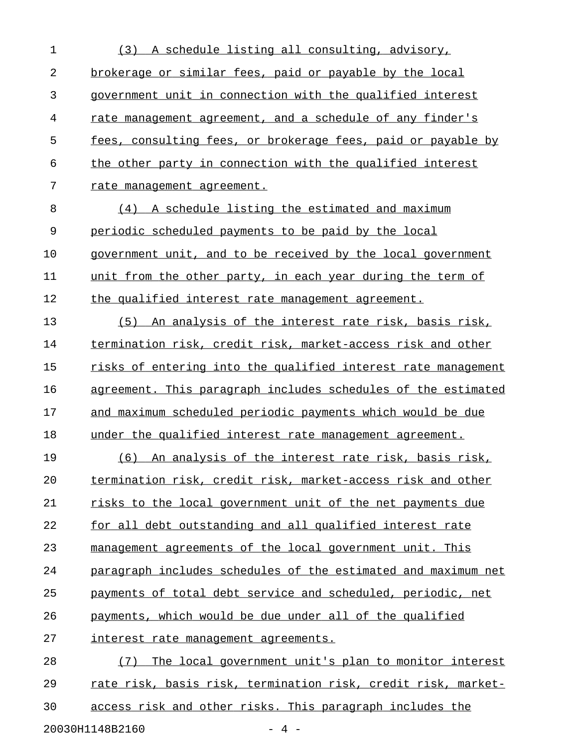(3) A schedule listing all consulting, advisory, brokerage or similar fees, paid or payable by the local government unit in connection with the qualified interest rate management agreement, and a schedule of any finder's fees, consulting fees, or brokerage fees, paid or payable by the other party in connection with the qualified interest rate management agreement.

(4) A schedule listing the estimated and maximum periodic scheduled payments to be paid by the local government unit, and to be received by the local government unit from the other party, in each year during the term of the qualified interest rate management agreement.

(5) An analysis of the interest rate risk, basis risk, termination risk, credit risk, market-access risk and other risks of entering into the qualified interest rate management agreement. This paragraph includes schedules of the estimated and maximum scheduled periodic payments which would be due under the qualified interest rate management agreement.

(6) An analysis of the interest rate risk, basis risk, termination risk, credit risk, market-access risk and other risks to the local government unit of the net payments due for all debt outstanding and all qualified interest rate management agreements of the local government unit. This paragraph includes schedules of the estimated and maximum net payments of total debt service and scheduled, periodic, net payments, which would be due under all of the qualified interest rate management agreements.

(7) The local government unit's plan to monitor interest rate risk, basis risk, termination risk, credit risk, market-access risk and other risks. This paragraph includes the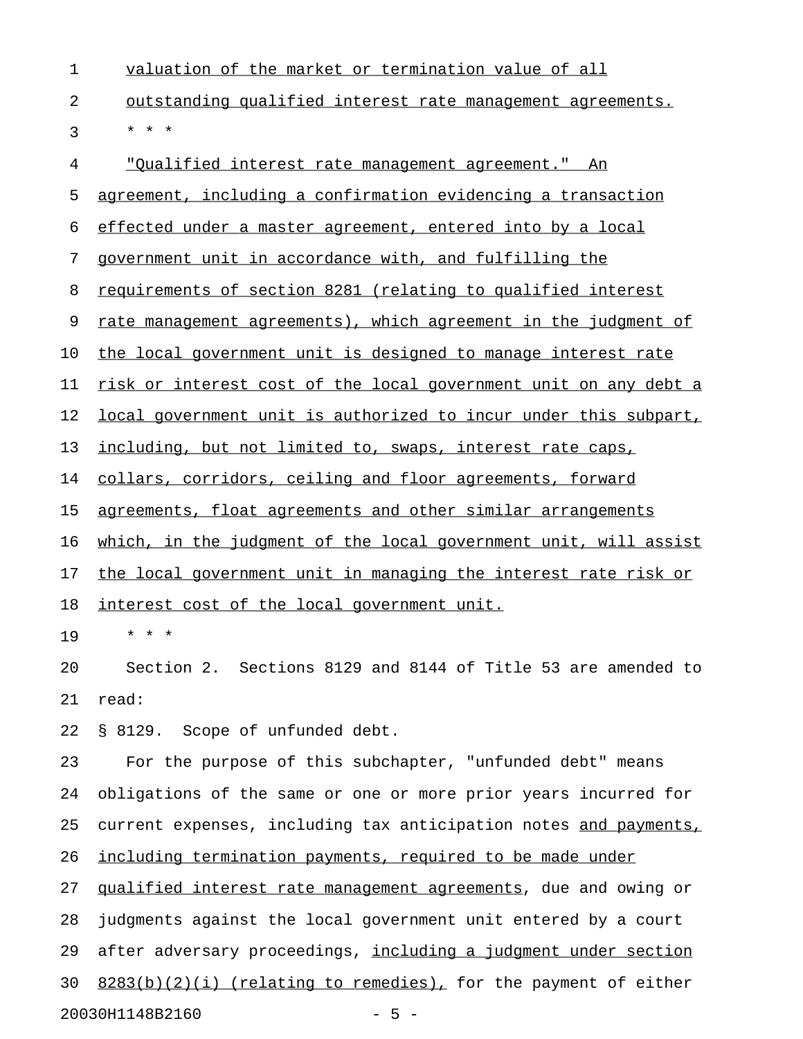valuation of the market or termination value of all outstanding qualified interest rate management agreements.

* * *

"Qualified interest rate management agreement." An agreement, including a confirmation evidencing a transaction effected under a master agreement, entered into by a local government unit in accordance with, and fulfilling the requirements of section 8281 (relating to qualified interest rate management agreements), which agreement in the judgment of the local government unit is designed to manage interest rate risk or interest cost of the local government unit on any debt a local government unit is authorized to incur under this subpart, including, but not limited to, swaps, interest rate caps, collars, corridors, ceiling and floor agreements, forward agreements, float agreements and other similar arrangements which, in the judgment of the local government unit, will assist the local government unit in managing the interest rate risk or interest cost of the local government unit.

* * *

Section 2. Sections 8129 and 8144 of Title 53 are amended to read:

§ 8129. Scope of unfunded debt.

For the purpose of this subchapter, "unfunded debt" means obligations of the same or one or more prior years incurred for current expenses, including tax anticipation notes and payments, including termination payments, required to be made under qualified interest rate management agreements, due and owing or judgments against the local government unit entered by a court after adversary proceedings, including a judgment under section 8283(b)(2)(i) (relating to remedies), for the payment of either

20030H1148B2160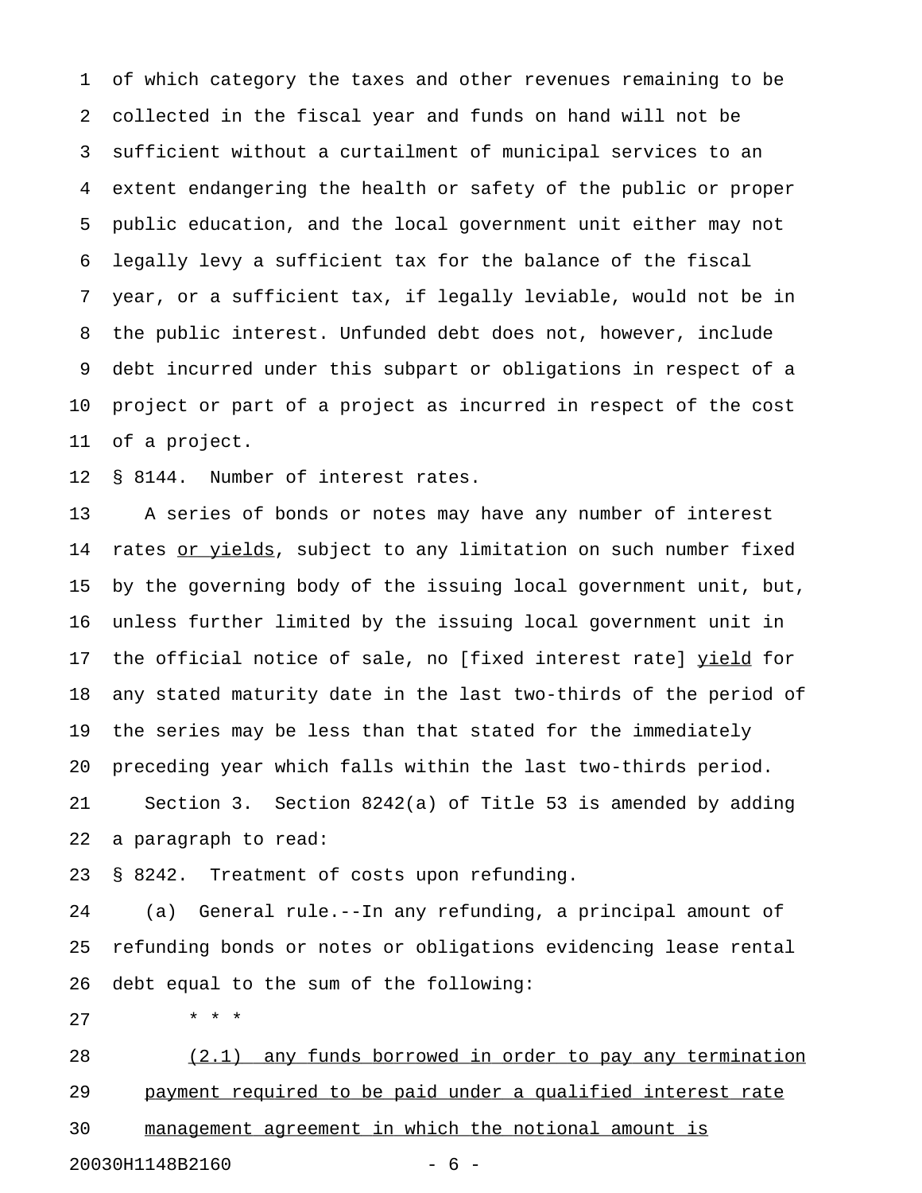of which category the taxes and other revenues remaining to be collected in the fiscal year and funds on hand will not be sufficient without a curtailment of municipal services to an extent endangering the health or safety of the public or proper public education, and the local government unit either may not legally levy a sufficient tax for the balance of the fiscal year, or a sufficient tax, if legally leviable, would not be in the public interest. Unfunded debt does not, however, include debt incurred under this subpart or obligations in respect of a project or part of a project as incurred in respect of the cost of a project.

§ 8144. Number of interest rates.

A series of bonds or notes may have any number of interest rates <u>or yields</u>, subject to any limitation on such number fixed by the governing body of the issuing local government unit, but, unless further limited by the issuing local government unit in the official notice of sale, no [fixed interest rate] <u>yield</u> for any stated maturity date in the last two-thirds of the period of the series may be less than that stated for the immediately preceding year which falls within the last two-thirds period.

Section 3. Section 8242(a) of Title 53 is amended by adding a paragraph to read:

§ 8242. Treatment of costs upon refunding.

(a) General rule.--In any refunding, a principal amount of refunding bonds or notes or obligations evidencing lease rental debt equal to the sum of the following:

\* \* \*

<u>(2.1) any funds borrowed in order to pay any termination payment required to be paid under a qualified interest rate management agreement in which the notional amount is</u>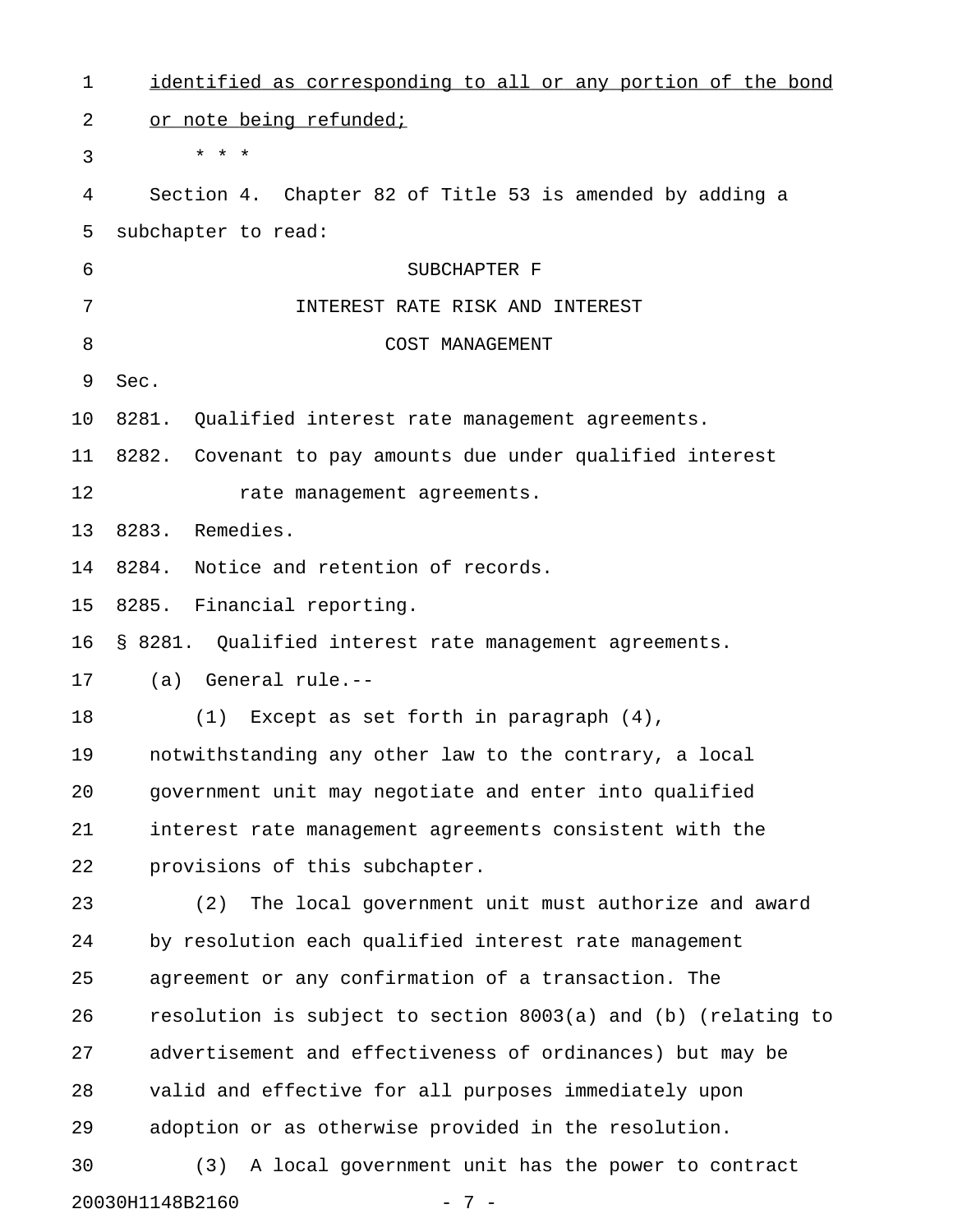identified as corresponding to all or any portion of the bond or note being refunded;

\* \* \*

Section 4. Chapter 82 of Title 53 is amended by adding a subchapter to read:

SUBCHAPTER F

INTEREST RATE RISK AND INTEREST

COST MANAGEMENT

Sec.

8281. Qualified interest rate management agreements.

8282. Covenant to pay amounts due under qualified interest rate management agreements.

8283. Remedies.

8284. Notice and retention of records.

8285. Financial reporting.

§ 8281. Qualified interest rate management agreements.

(a) General rule.--

(1) Except as set forth in paragraph (4), notwithstanding any other law to the contrary, a local government unit may negotiate and enter into qualified interest rate management agreements consistent with the provisions of this subchapter.

(2) The local government unit must authorize and award by resolution each qualified interest rate management agreement or any confirmation of a transaction. The resolution is subject to section 8003(a) and (b) (relating to advertisement and effectiveness of ordinances) but may be valid and effective for all purposes immediately upon adoption or as otherwise provided in the resolution.

(3) A local government unit has the power to contract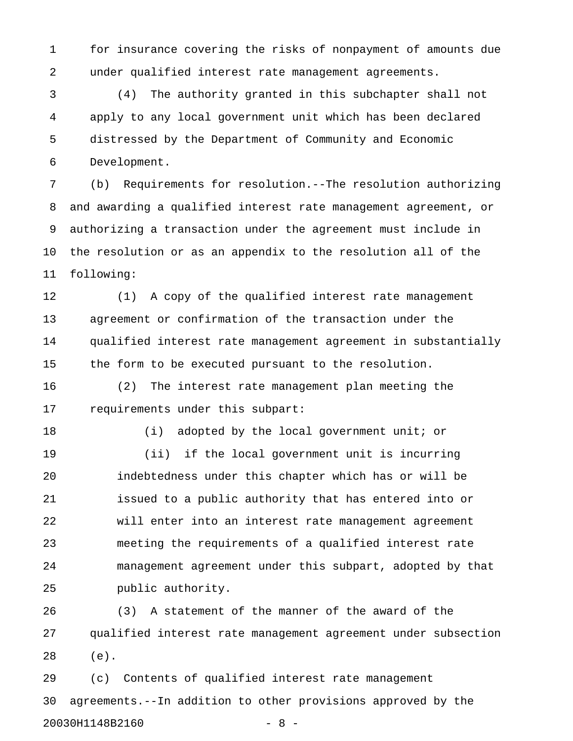for insurance covering the risks of nonpayment of amounts due under qualified interest rate management agreements.

(4) The authority granted in this subchapter shall not apply to any local government unit which has been declared distressed by the Department of Community and Economic Development.

(b) Requirements for resolution.--The resolution authorizing and awarding a qualified interest rate management agreement, or authorizing a transaction under the agreement must include in the resolution or as an appendix to the resolution all of the following:

(1) A copy of the qualified interest rate management agreement or confirmation of the transaction under the qualified interest rate management agreement in substantially the form to be executed pursuant to the resolution.

(2) The interest rate management plan meeting the requirements under this subpart:

(i) adopted by the local government unit; or

(ii) if the local government unit is incurring indebtedness under this chapter which has or will be issued to a public authority that has entered into or will enter into an interest rate management agreement meeting the requirements of a qualified interest rate management agreement under this subpart, adopted by that public authority.

(3) A statement of the manner of the award of the qualified interest rate management agreement under subsection (e).

(c) Contents of qualified interest rate management agreements.--In addition to other provisions approved by the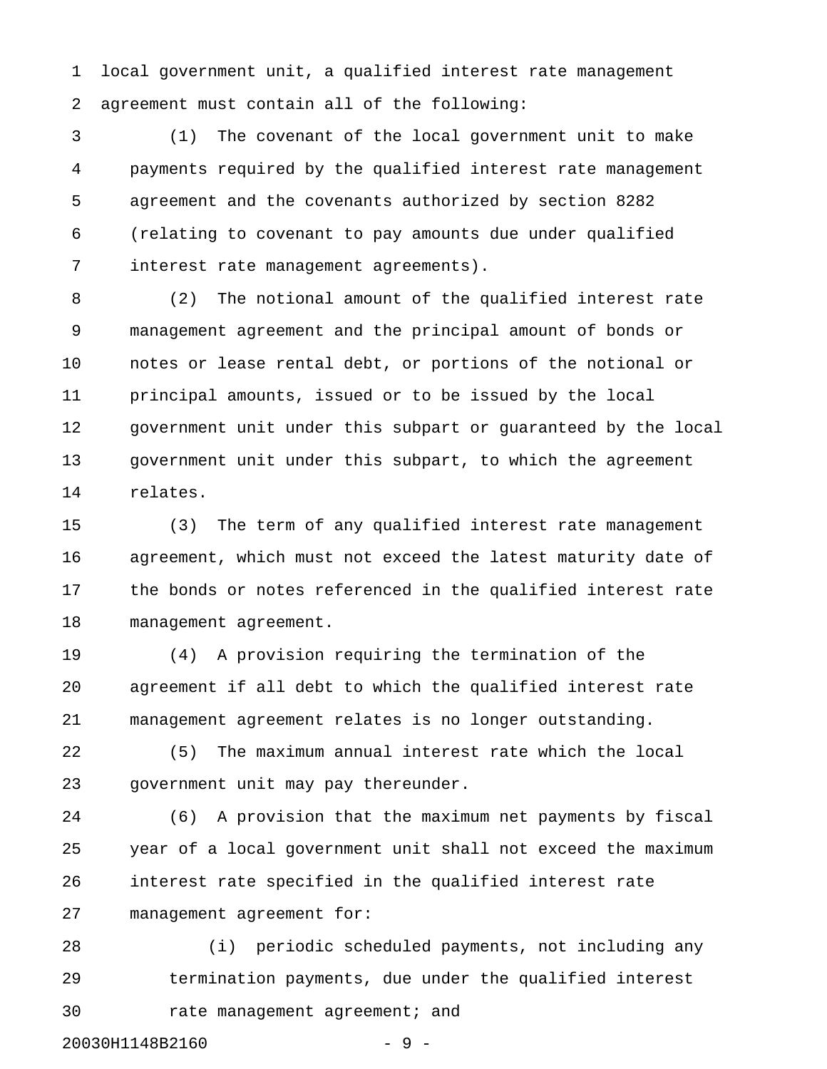local government unit, a qualified interest rate management agreement must contain all of the following:

(1) The covenant of the local government unit to make payments required by the qualified interest rate management agreement and the covenants authorized by section 8282 (relating to covenant to pay amounts due under qualified interest rate management agreements).

(2) The notional amount of the qualified interest rate management agreement and the principal amount of bonds or notes or lease rental debt, or portions of the notional or principal amounts, issued or to be issued by the local government unit under this subpart or guaranteed by the local government unit under this subpart, to which the agreement relates.

(3) The term of any qualified interest rate management agreement, which must not exceed the latest maturity date of the bonds or notes referenced in the qualified interest rate management agreement.

(4) A provision requiring the termination of the agreement if all debt to which the qualified interest rate management agreement relates is no longer outstanding.

(5) The maximum annual interest rate which the local government unit may pay thereunder.

(6) A provision that the maximum net payments by fiscal year of a local government unit shall not exceed the maximum interest rate specified in the qualified interest rate management agreement for:

(i) periodic scheduled payments, not including any termination payments, due under the qualified interest rate management agreement; and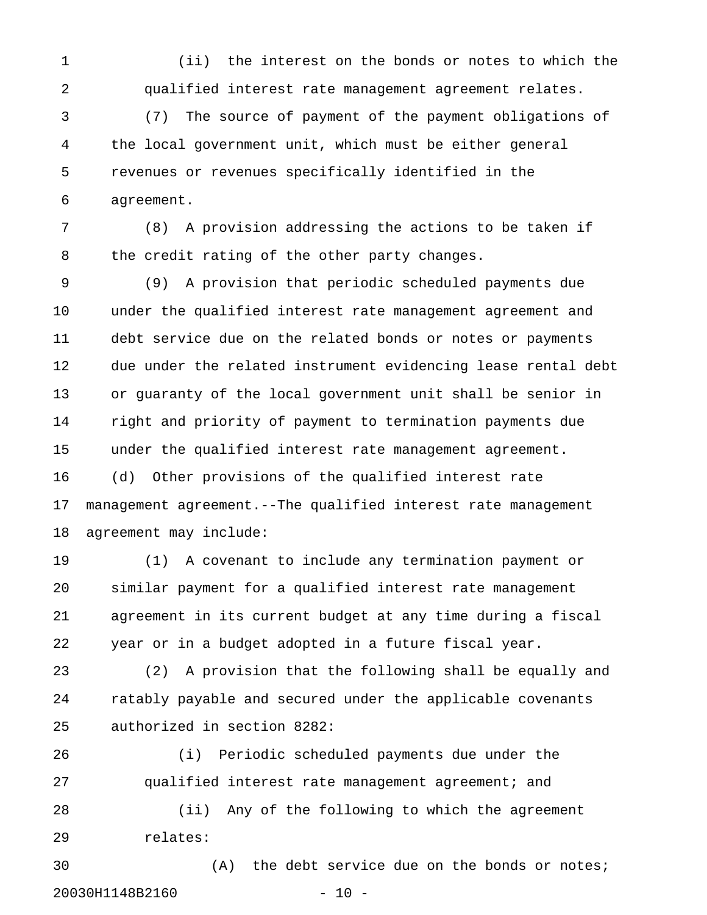(ii) the interest on the bonds or notes to which the qualified interest rate management agreement relates.

(7) The source of payment of the payment obligations of the local government unit, which must be either general revenues or revenues specifically identified in the agreement.

(8) A provision addressing the actions to be taken if the credit rating of the other party changes.

(9) A provision that periodic scheduled payments due under the qualified interest rate management agreement and debt service due on the related bonds or notes or payments due under the related instrument evidencing lease rental debt or guaranty of the local government unit shall be senior in right and priority of payment to termination payments due under the qualified interest rate management agreement.

(d) Other provisions of the qualified interest rate management agreement.--The qualified interest rate management agreement may include:

(1) A covenant to include any termination payment or similar payment for a qualified interest rate management agreement in its current budget at any time during a fiscal year or in a budget adopted in a future fiscal year.

(2) A provision that the following shall be equally and ratably payable and secured under the applicable covenants authorized in section 8282:

(i) Periodic scheduled payments due under the qualified interest rate management agreement; and

(ii) Any of the following to which the agreement relates:

(A) the debt service due on the bonds or notes;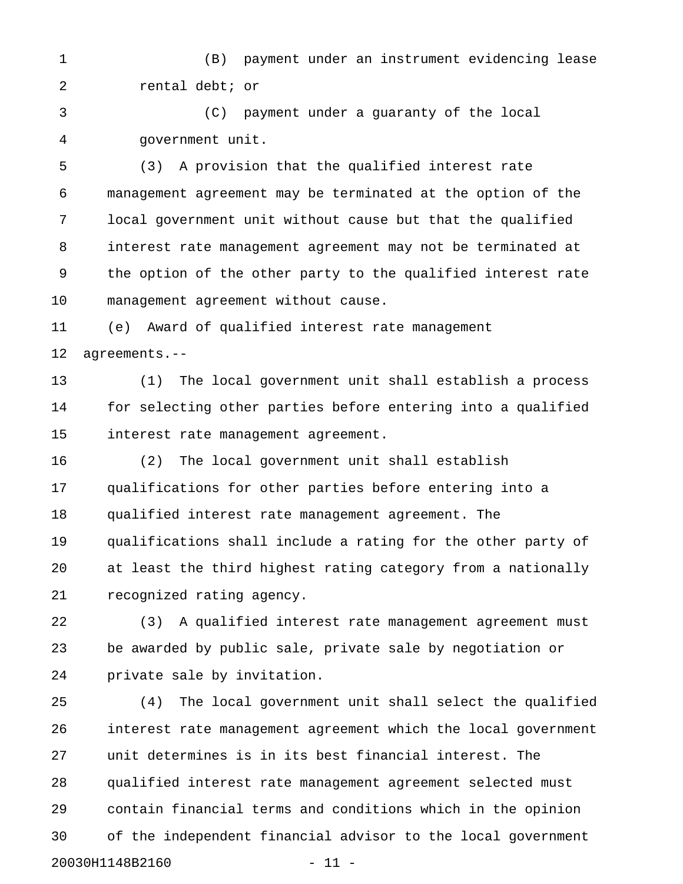(B) payment under an instrument evidencing lease rental debt; or

(C) payment under a guaranty of the local government unit.

(3) A provision that the qualified interest rate management agreement may be terminated at the option of the local government unit without cause but that the qualified interest rate management agreement may not be terminated at the option of the other party to the qualified interest rate management agreement without cause.

(e) Award of qualified interest rate management agreements.--

(1) The local government unit shall establish a process for selecting other parties before entering into a qualified interest rate management agreement.

(2) The local government unit shall establish qualifications for other parties before entering into a qualified interest rate management agreement. The qualifications shall include a rating for the other party of at least the third highest rating category from a nationally recognized rating agency.

(3) A qualified interest rate management agreement must be awarded by public sale, private sale by negotiation or private sale by invitation.

(4) The local government unit shall select the qualified interest rate management agreement which the local government unit determines is in its best financial interest. The qualified interest rate management agreement selected must contain financial terms and conditions which in the opinion of the independent financial advisor to the local government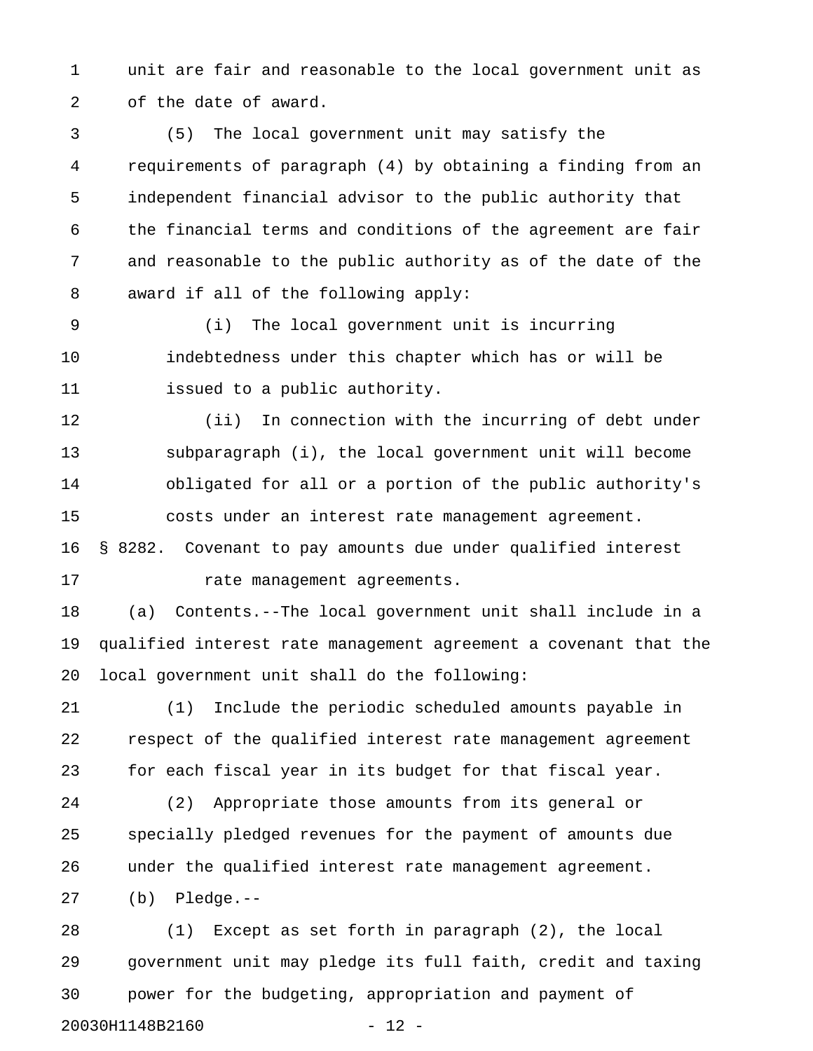unit are fair and reasonable to the local government unit as of the date of award.

(5) The local government unit may satisfy the requirements of paragraph (4) by obtaining a finding from an independent financial advisor to the public authority that the financial terms and conditions of the agreement are fair and reasonable to the public authority as of the date of the award if all of the following apply:

(i) The local government unit is incurring indebtedness under this chapter which has or will be issued to a public authority.

(ii) In connection with the incurring of debt under subparagraph (i), the local government unit will become obligated for all or a portion of the public authority's costs under an interest rate management agreement.

§ 8282. Covenant to pay amounts due under qualified interest rate management agreements.

(a) Contents.--The local government unit shall include in a qualified interest rate management agreement a covenant that the local government unit shall do the following:

(1) Include the periodic scheduled amounts payable in respect of the qualified interest rate management agreement for each fiscal year in its budget for that fiscal year.

(2) Appropriate those amounts from its general or specially pledged revenues for the payment of amounts due under the qualified interest rate management agreement.

(b) Pledge.--

(1) Except as set forth in paragraph (2), the local government unit may pledge its full faith, credit and taxing power for the budgeting, appropriation and payment of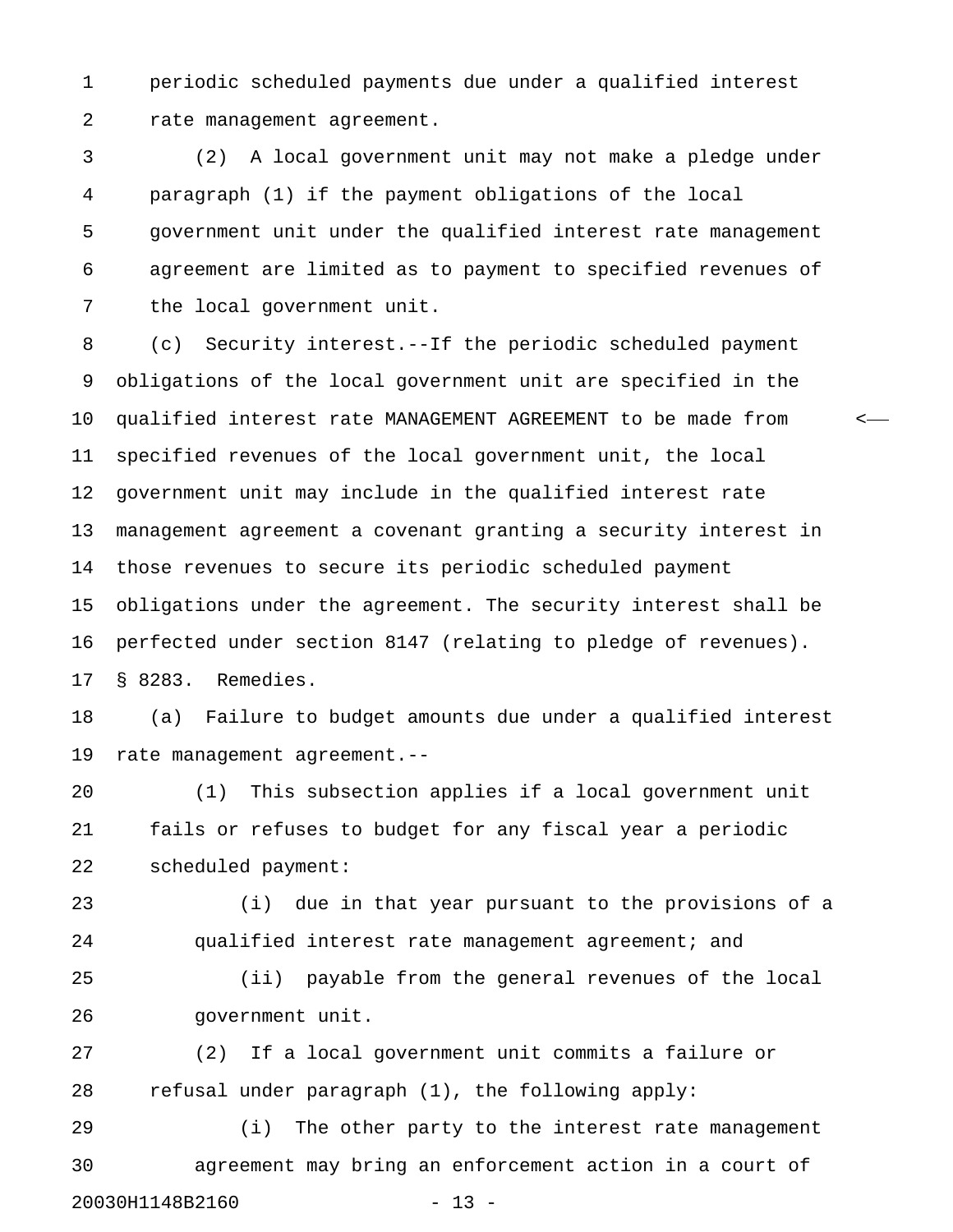periodic scheduled payments due under a qualified interest rate management agreement.

(2) A local government unit may not make a pledge under paragraph (1) if the payment obligations of the local government unit under the qualified interest rate management agreement are limited as to payment to specified revenues of the local government unit.

(c) Security interest.--If the periodic scheduled payment obligations of the local government unit are specified in the qualified interest rate MANAGEMENT AGREEMENT to be made from specified revenues of the local government unit, the local government unit may include in the qualified interest rate management agreement a covenant granting a security interest in those revenues to secure its periodic scheduled payment obligations under the agreement. The security interest shall be perfected under section 8147 (relating to pledge of revenues).

§ 8283. Remedies.

(a) Failure to budget amounts due under a qualified interest rate management agreement.--

(1) This subsection applies if a local government unit fails or refuses to budget for any fiscal year a periodic scheduled payment:

(i) due in that year pursuant to the provisions of a qualified interest rate management agreement; and

(ii) payable from the general revenues of the local government unit.

(2) If a local government unit commits a failure or refusal under paragraph (1), the following apply:

(i) The other party to the interest rate management agreement may bring an enforcement action in a court of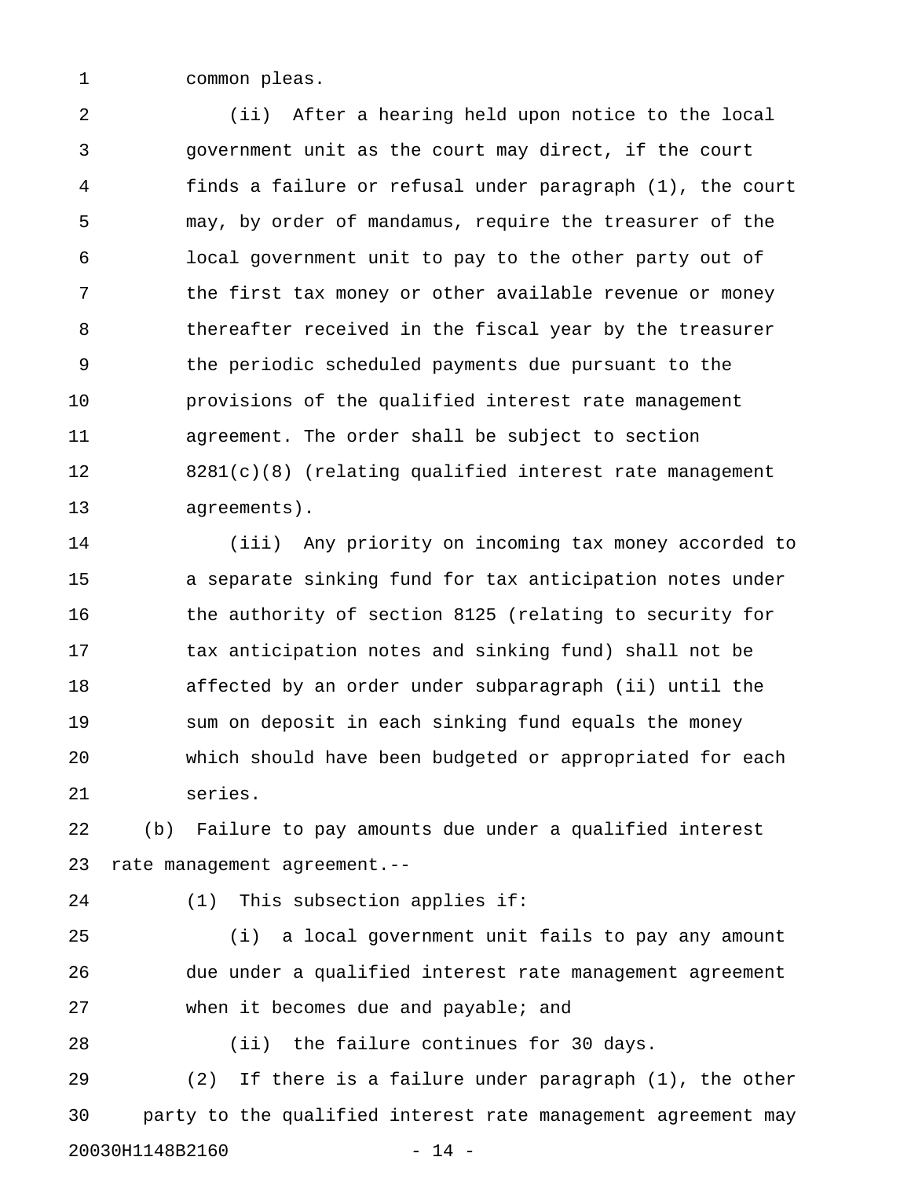common pleas.

(ii) After a hearing held upon notice to the local government unit as the court may direct, if the court finds a failure or refusal under paragraph (1), the court may, by order of mandamus, require the treasurer of the local government unit to pay to the other party out of the first tax money or other available revenue or money thereafter received in the fiscal year by the treasurer the periodic scheduled payments due pursuant to the provisions of the qualified interest rate management agreement. The order shall be subject to section 8281(c)(8) (relating qualified interest rate management agreements).

(iii) Any priority on incoming tax money accorded to a separate sinking fund for tax anticipation notes under the authority of section 8125 (relating to security for tax anticipation notes and sinking fund) shall not be affected by an order under subparagraph (ii) until the sum on deposit in each sinking fund equals the money which should have been budgeted or appropriated for each series.

(b) Failure to pay amounts due under a qualified interest rate management agreement.--

(1) This subsection applies if:

(i) a local government unit fails to pay any amount due under a qualified interest rate management agreement when it becomes due and payable; and

(ii) the failure continues for 30 days.

(2) If there is a failure under paragraph (1), the other party to the qualified interest rate management agreement may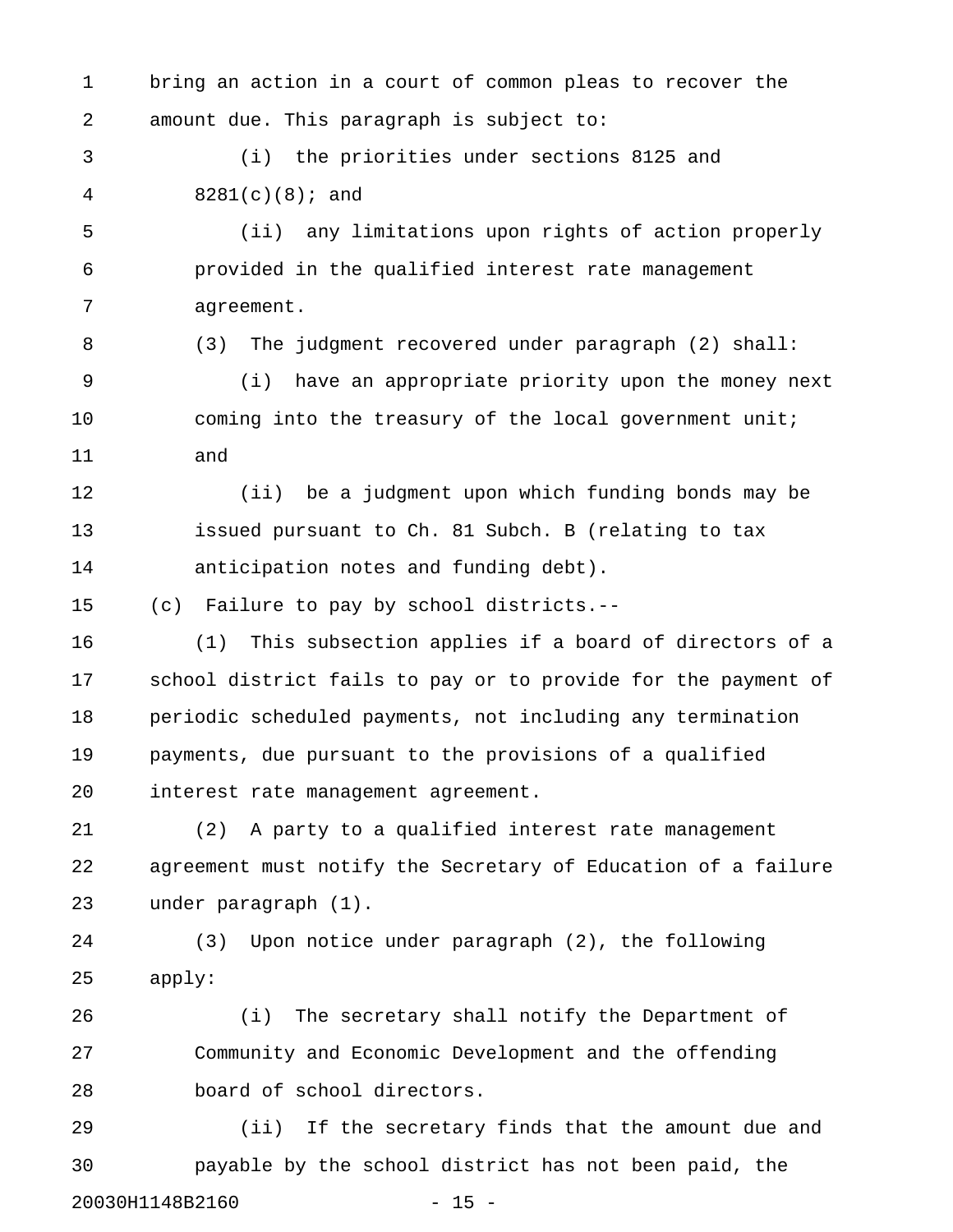bring an action in a court of common pleas to recover the amount due. This paragraph is subject to:

(i) the priorities under sections 8125 and 8281(c)(8); and

(ii) any limitations upon rights of action properly provided in the qualified interest rate management agreement.

(3) The judgment recovered under paragraph (2) shall:

(i) have an appropriate priority upon the money next coming into the treasury of the local government unit; and

(ii) be a judgment upon which funding bonds may be issued pursuant to Ch. 81 Subch. B (relating to tax anticipation notes and funding debt).

(c) Failure to pay by school districts.--

(1) This subsection applies if a board of directors of a school district fails to pay or to provide for the payment of periodic scheduled payments, not including any termination payments, due pursuant to the provisions of a qualified interest rate management agreement.

(2) A party to a qualified interest rate management agreement must notify the Secretary of Education of a failure under paragraph (1).

(3) Upon notice under paragraph (2), the following apply:

(i) The secretary shall notify the Department of Community and Economic Development and the offending board of school directors.

(ii) If the secretary finds that the amount due and payable by the school district has not been paid, the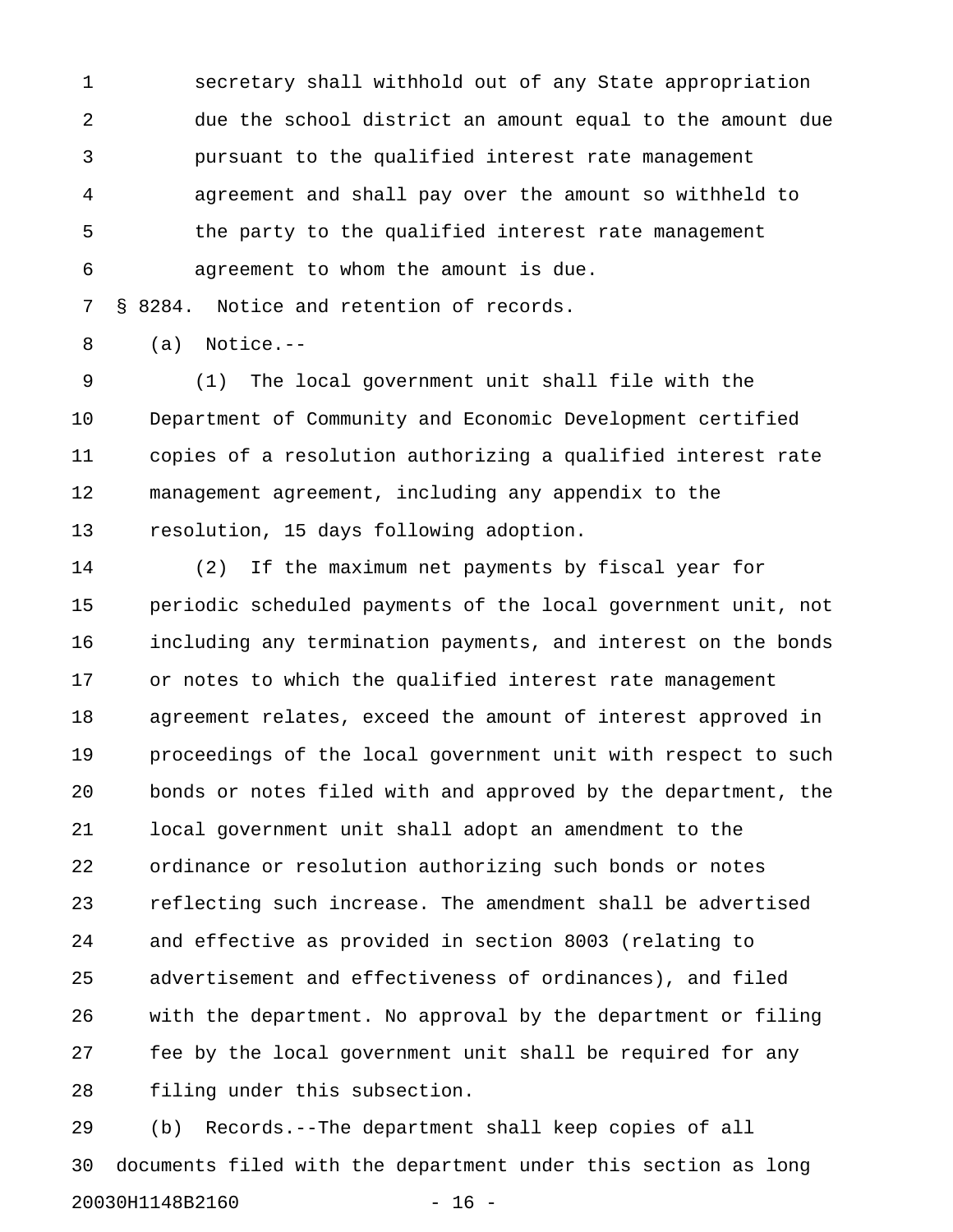secretary shall withhold out of any State appropriation due the school district an amount equal to the amount due pursuant to the qualified interest rate management agreement and shall pay over the amount so withheld to the party to the qualified interest rate management agreement to whom the amount is due.

§ 8284. Notice and retention of records.

(a) Notice.--

(1) The local government unit shall file with the Department of Community and Economic Development certified copies of a resolution authorizing a qualified interest rate management agreement, including any appendix to the resolution, 15 days following adoption.

(2) If the maximum net payments by fiscal year for periodic scheduled payments of the local government unit, not including any termination payments, and interest on the bonds or notes to which the qualified interest rate management agreement relates, exceed the amount of interest approved in proceedings of the local government unit with respect to such bonds or notes filed with and approved by the department, the local government unit shall adopt an amendment to the ordinance or resolution authorizing such bonds or notes reflecting such increase. The amendment shall be advertised and effective as provided in section 8003 (relating to advertisement and effectiveness of ordinances), and filed with the department. No approval by the department or filing fee by the local government unit shall be required for any filing under this subsection.

(b) Records.--The department shall keep copies of all documents filed with the department under this section as long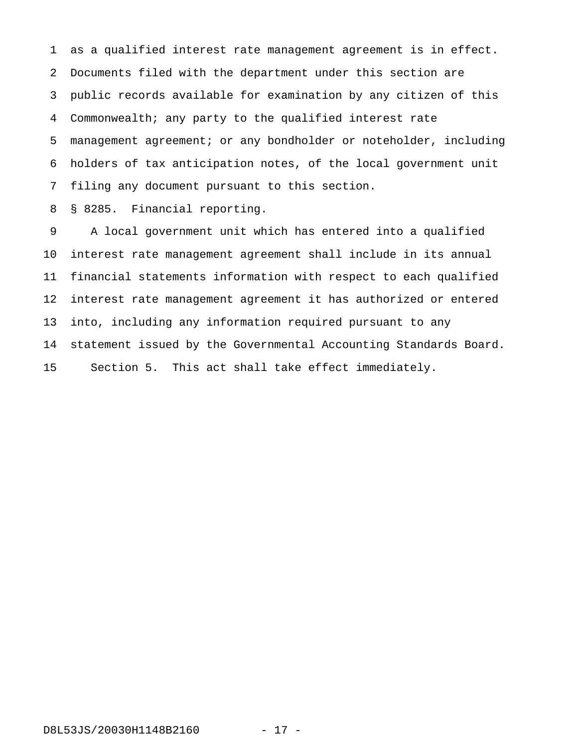as a qualified interest rate management agreement is in effect. Documents filed with the department under this section are public records available for examination by any citizen of this Commonwealth; any party to the qualified interest rate management agreement; or any bondholder or noteholder, including holders of tax anticipation notes, of the local government unit filing any document pursuant to this section.

§ 8285. Financial reporting.

A local government unit which has entered into a qualified interest rate management agreement shall include in its annual financial statements information with respect to each qualified interest rate management agreement it has authorized or entered into, including any information required pursuant to any statement issued by the Governmental Accounting Standards Board.

Section 5. This act shall take effect immediately.